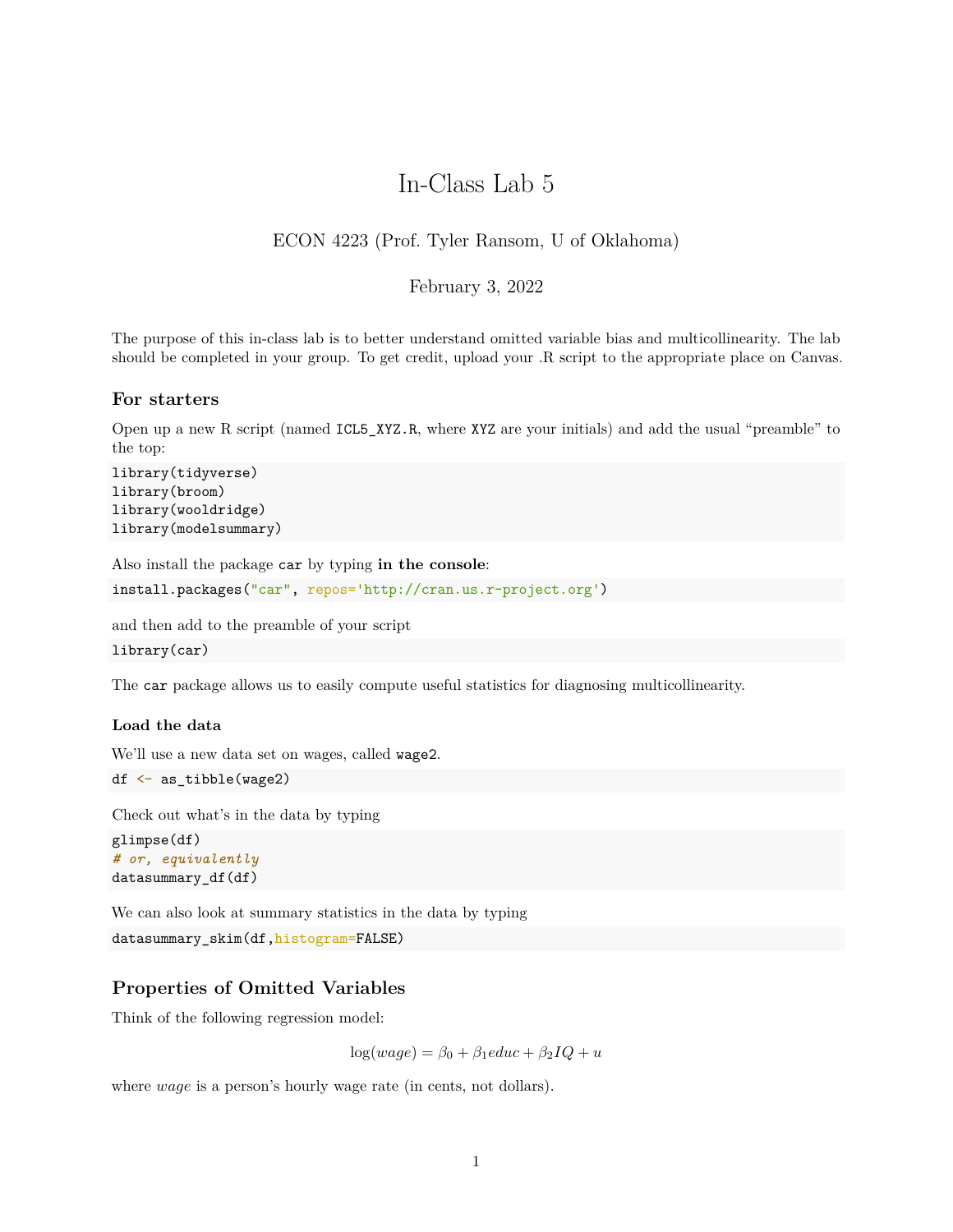# In-Class Lab 5

ECON 4223 (Prof. Tyler Ransom, U of Oklahoma)

February 3, 2022

The purpose of this in-class lab is to better understand omitted variable bias and multicollinearity. The lab should be completed in your group. To get credit, upload your .R script to the appropriate place on Canvas.

## For starters

Open up a new R script (named `ICL5_XYZ.R`, where `XYZ` are your initials) and add the usual "preamble" to the top:

```
library(tidyverse)
library(broom)
library(wooldridge)
library(modelsummary)
```

Also install the package `car` by typing **in the console**:

```
install.packages("car", repos='http://cran.us.r-project.org')
```

and then add to the preamble of your script

```
library(car)
```

The `car` package allows us to easily compute useful statistics for diagnosing multicollinearity.

### Load the data

We'll use a new data set on wages, called `wage2`.

```
df <- as_tibble(wage2)
```

Check out what's in the data by typing

```
glimpse(df)
# or, equivalently
datasummary_df(df)
```

We can also look at summary statistics in the data by typing

```
datasummary_skim(df,histogram=FALSE)
```

## Properties of Omitted Variables

Think of the following regression model:

$$\log(wage) = \beta_0 + \beta_1 educ + \beta_2 IQ + u$$

where *wage* is a person's hourly wage rate (in cents, not dollars).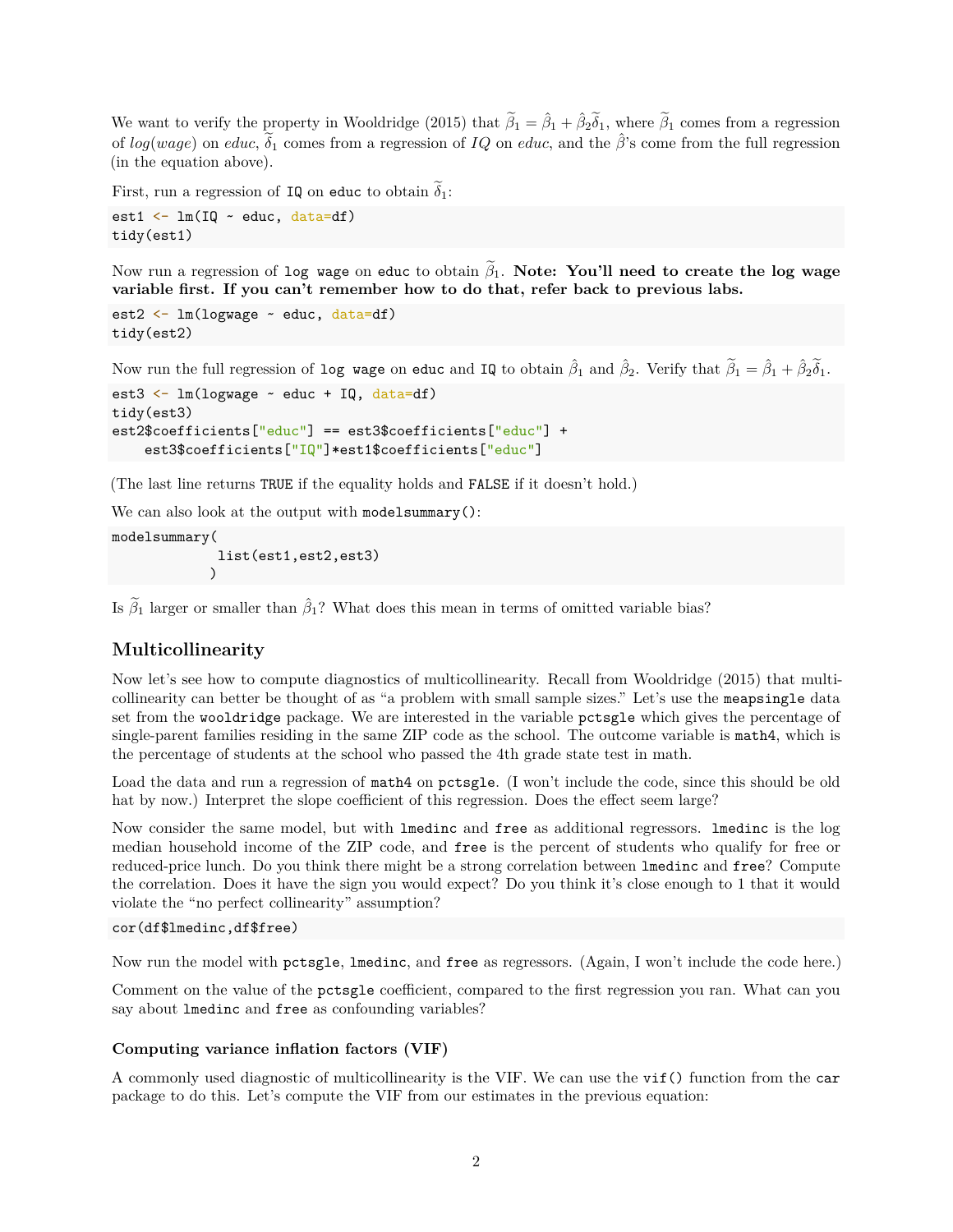We want to verify the property in Wooldridge (2015) that $\widetilde{\beta}_1 = \hat{\beta}_1 + \hat{\beta}_2\widetilde{\delta}_1$, where $\widetilde{\beta}_1$ comes from a regression of $log(wage)$ on $educ$, $\widetilde{\delta}_1$ comes from a regression of $IQ$ on $educ$, and the $\hat{\beta}$'s come from the full regression (in the equation above).

First, run a regression of `IQ` on `educ` to obtain $\widetilde{\delta}_1$:

```
est1 <- lm(IQ ~ educ, data=df)
tidy(est1)
```

Now run a regression of `log wage` on `educ` to obtain $\widetilde{\beta}_1$. **Note: You'll need to create the log wage variable first. If you can't remember how to do that, refer back to previous labs.**

```
est2 <- lm(logwage ~ educ, data=df)
tidy(est2)
```

Now run the full regression of `log wage` on `educ` and `IQ` to obtain $\hat{\beta}_1$ and $\hat{\beta}_2$. Verify that $\widetilde{\beta}_1 = \hat{\beta}_1 + \hat{\beta}_2\widetilde{\delta}_1$.

```
est3 <- lm(logwage ~ educ + IQ, data=df)
tidy(est3)
est2$coefficients["educ"] == est3$coefficients["educ"] +
    est3$coefficients["IQ"]*est1$coefficients["educ"]
```

(The last line returns `TRUE` if the equality holds and `FALSE` if it doesn't hold.)

We can also look at the output with `modelsummary()`:

```
modelsummary(
             list(est1,est2,est3)
            )
```

Is $\widetilde{\beta}_1$ larger or smaller than $\hat{\beta}_1$? What does this mean in terms of omitted variable bias?

## Multicollinearity

Now let's see how to compute diagnostics of multicollinearity. Recall from Wooldridge (2015) that multicollinearity can better be thought of as "a problem with small sample sizes." Let's use the `meapsingle` data set from the `wooldridge` package. We are interested in the variable `pctsgle` which gives the percentage of single-parent families residing in the same ZIP code as the school. The outcome variable is `math4`, which is the percentage of students at the school who passed the 4th grade state test in math.

Load the data and run a regression of `math4` on `pctsgle`. (I won't include the code, since this should be old hat by now.) Interpret the slope coefficient of this regression. Does the effect seem large?

Now consider the same model, but with `lmedinc` and `free` as additional regressors. `lmedinc` is the log median household income of the ZIP code, and `free` is the percent of students who qualify for free or reduced-price lunch. Do you think there might be a strong correlation between `lmedinc` and `free`? Compute the correlation. Does it have the sign you would expect? Do you think it's close enough to 1 that it would violate the "no perfect collinearity" assumption?

```
cor(df$lmedinc,df$free)
```

Now run the model with `pctsgle`, `lmedinc`, and `free` as regressors. (Again, I won't include the code here.)

Comment on the value of the `pctsgle` coefficient, compared to the first regression you ran. What can you say about `lmedinc` and `free` as confounding variables?

### Computing variance inflation factors (VIF)

A commonly used diagnostic of multicollinearity is the VIF. We can use the `vif()` function from the `car` package to do this. Let's compute the VIF from our estimates in the previous equation: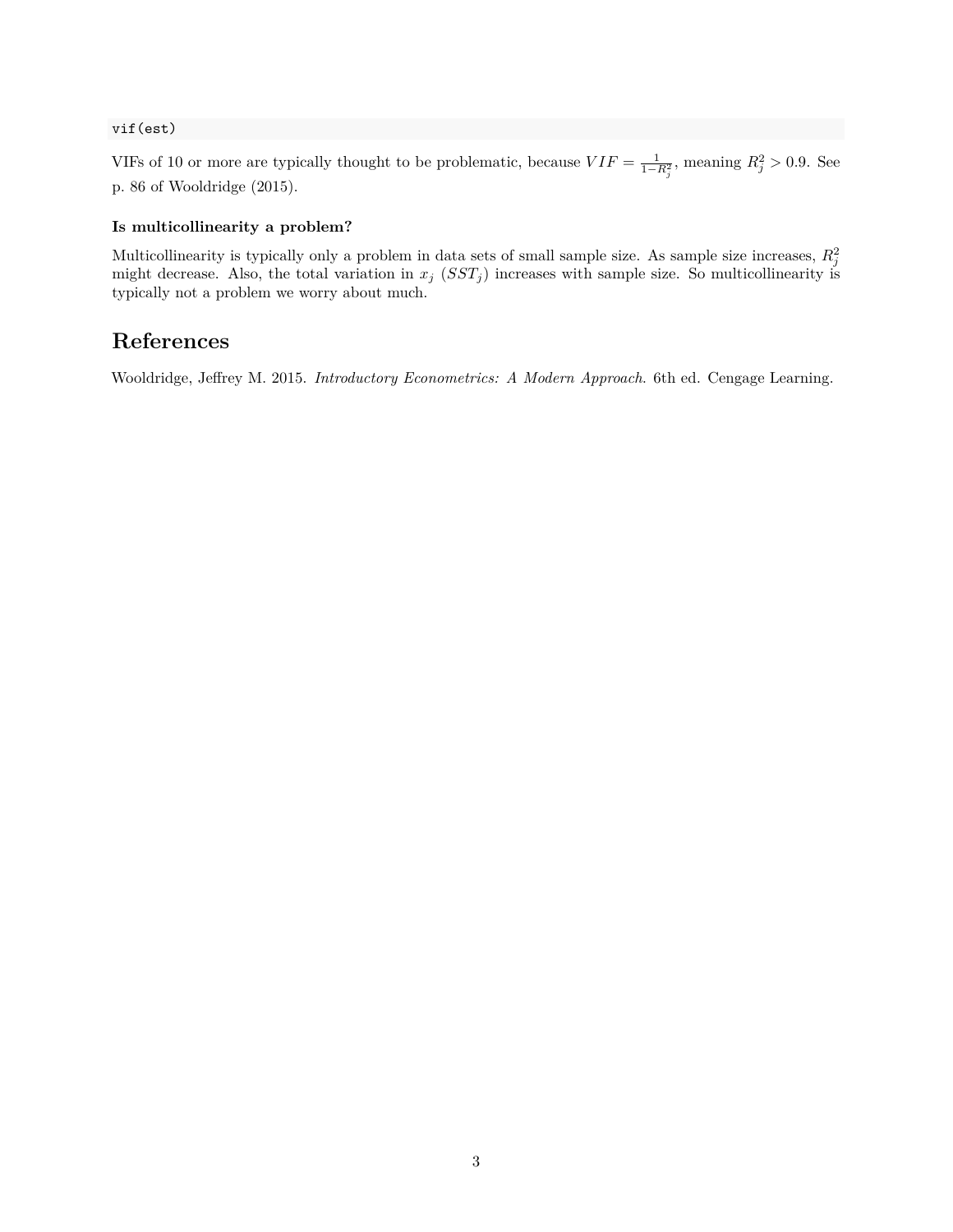```
vif(est)
```

VIFs of 10 or more are typically thought to be problematic, because $VIF = \frac{1}{1-R_j^2}$, meaning $R_j^2 > 0.9$. See p. 86 of Wooldridge (2015).

**Is multicollinearity a problem?**

Multicollinearity is typically only a problem in data sets of small sample size. As sample size increases, $R_j^2$ might decrease. Also, the total variation in $x_j$ ($SST_j$) increases with sample size. So multicollinearity is typically not a problem we worry about much.

# References

Wooldridge, Jeffrey M. 2015. *Introductory Econometrics: A Modern Approach*. 6th ed. Cengage Learning.